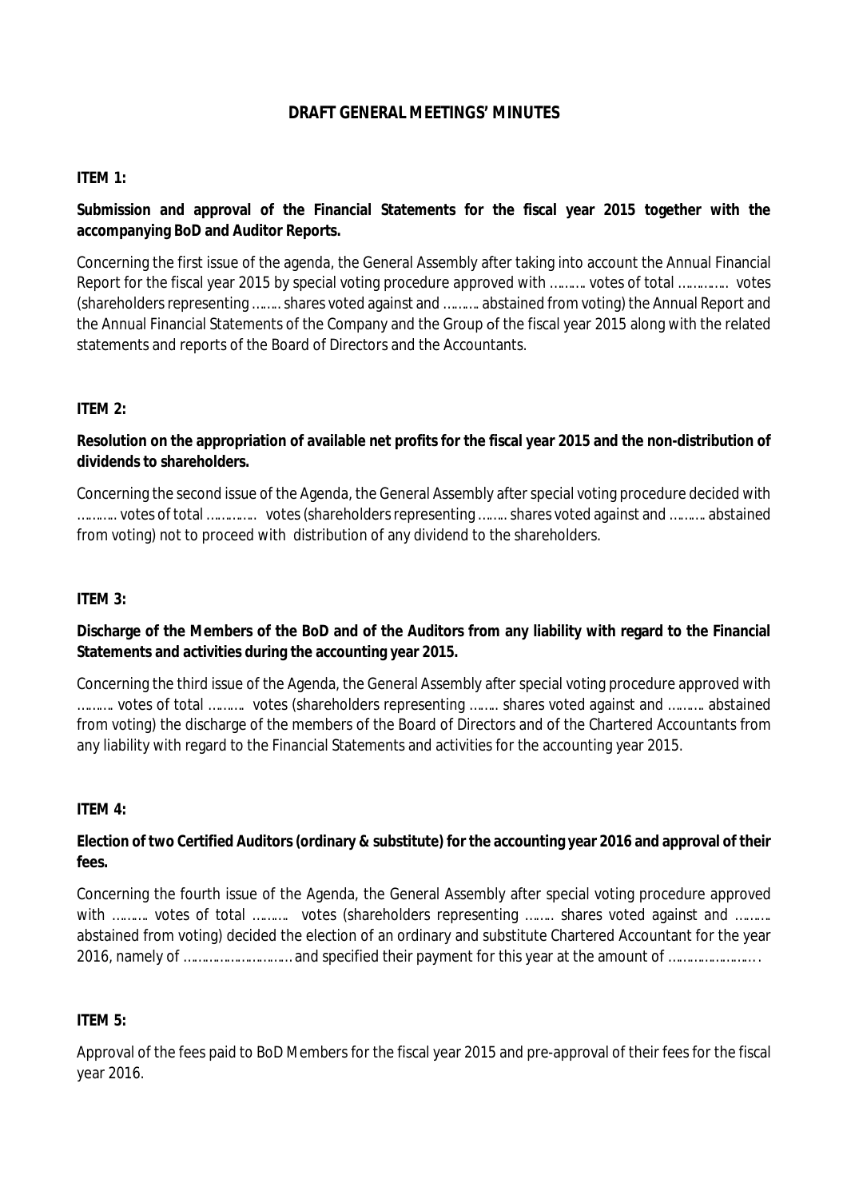# DRAFT GENERAL MEETINGS' MINUTES

**ITEM 1:**

**Submission and approval of the Financial Statements for the fiscal year 2015 together with the accompanying BoD and Auditor Reports.**

Concerning the first issue of the agenda, the General Assembly after taking into account the Annual Financial Report for the fiscal year 2015 by special voting procedure approved with ………. votes of total ………….. votes (shareholders representing …….. shares voted against and ………. abstained from voting) the Annual Report and the Annual Financial Statements of the Company and the Group of the fiscal year 2015 along with the related statements and reports of the Board of Directors and the Accountants.

**ITEM 2:**

**Resolution on the appropriation of available net profits for the fiscal year 2015 and the non-distribution of dividends to shareholders.**

Concerning the second issue of the Agenda, the General Assembly after special voting procedure decided with ………. votes of total …………. votes (shareholders representing ……. shares voted against and ………. abstained from voting) not to proceed with distribution of any dividend to the shareholders.

**ITEM 3:**

**Discharge of the Members of the BoD and of the Auditors from any liability with regard to the Financial Statements and activities during the accounting year 2015.**

Concerning the third issue of the Agenda, the General Assembly after special voting procedure approved with ……… votes of total ………. votes (shareholders representing ……. shares voted against and ………. abstained from voting) the discharge of the members of the Board of Directors and of the Chartered Accountants from any liability with regard to the Financial Statements and activities for the accounting year 2015.

**ITEM 4:**

**Election of two Certified Auditors (ordinary & substitute) for the accounting year 2016 and approval of their fees.**

Concerning the fourth issue of the Agenda, the General Assembly after special voting procedure approved with ……… votes of total ………. votes (shareholders representing …….. shares voted against and ………. abstained from voting) decided the election of an ordinary and substitute Chartered Accountant for the year 2016, namely of ………………………… and specified their payment for this year at the amount of …………………….

**ITEM 5:**

Approval of the fees paid to BoD Members for the fiscal year 2015 and pre-approval of their fees for the fiscal year 2016.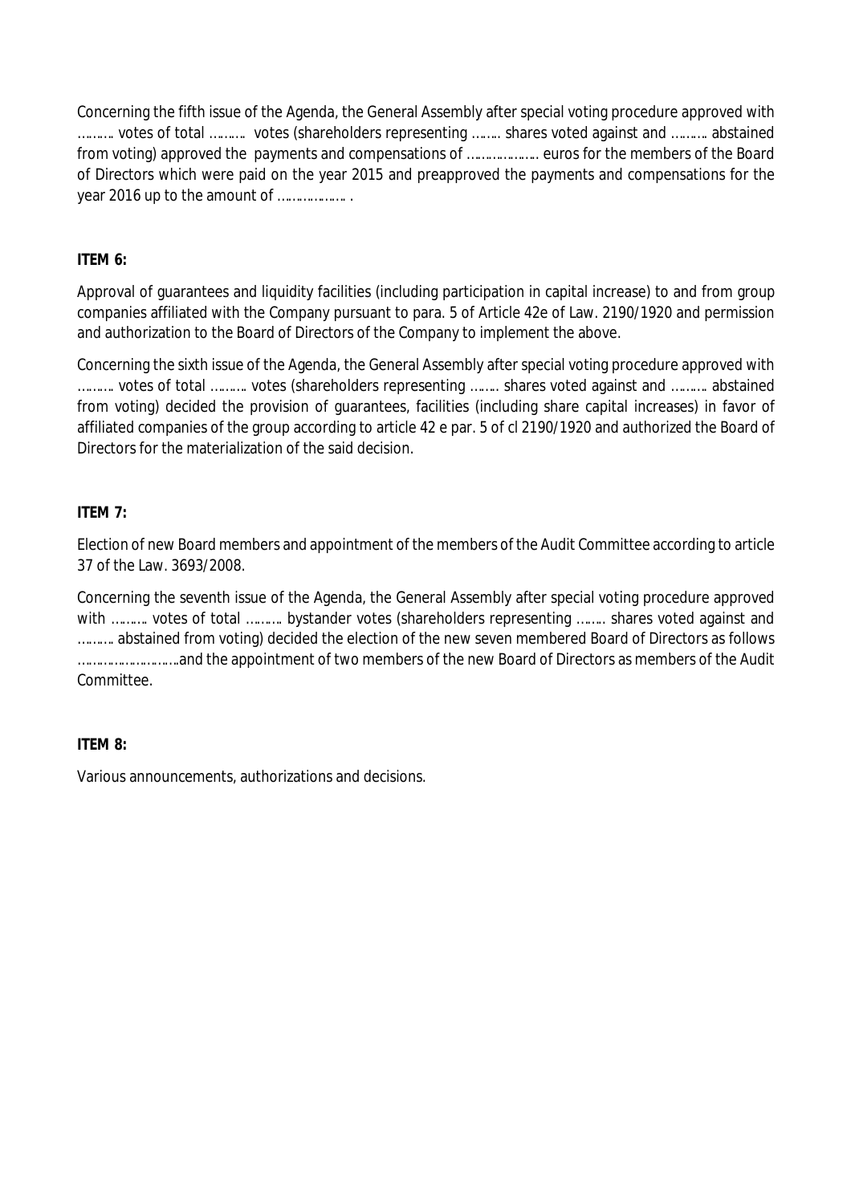Concerning the fifth issue of the Agenda, the General Assembly after special voting procedure approved with ………. votes of total ………. votes (shareholders representing ……. shares voted against and ………. abstained from voting) approved the payments and compensations of ………………. euros for the members of the Board of Directors which were paid on the year 2015 and preapproved the payments and compensations for the year 2016 up to the amount of ………………. .

**ITEM 6:**

Approval of guarantees and liquidity facilities (including participation in capital increase) to and from group companies affiliated with the Company pursuant to para. 5 of Article 42e of Law. 2190/1920 and permission and authorization to the Board of Directors of the Company to implement the above.

Concerning the sixth issue of the Agenda, the General Assembly after special voting procedure approved with ………. votes of total ………. votes (shareholders representing ……. shares voted against and ………. abstained from voting) decided the provision of guarantees, facilities (including share capital increases) in favor of affiliated companies of the group according to article 42 e par. 5 of cl 2190/1920 and authorized the Board of Directors for the materialization of the said decision.

**ITEM 7:**

Election of new Board members and appointment of the members of the Audit Committee according to article 37 of the Law. 3693/2008.

Concerning the seventh issue of the Agenda, the General Assembly after special voting procedure approved with ………. votes of total ………. bystander votes (shareholders representing …….. shares voted against and ………. abstained from voting) decided the election of the new seven membered Board of Directors as follows ……………………….and the appointment of two members of the new Board of Directors as members of the Audit Committee.

**ITEM 8:**

Various announcements, authorizations and decisions.